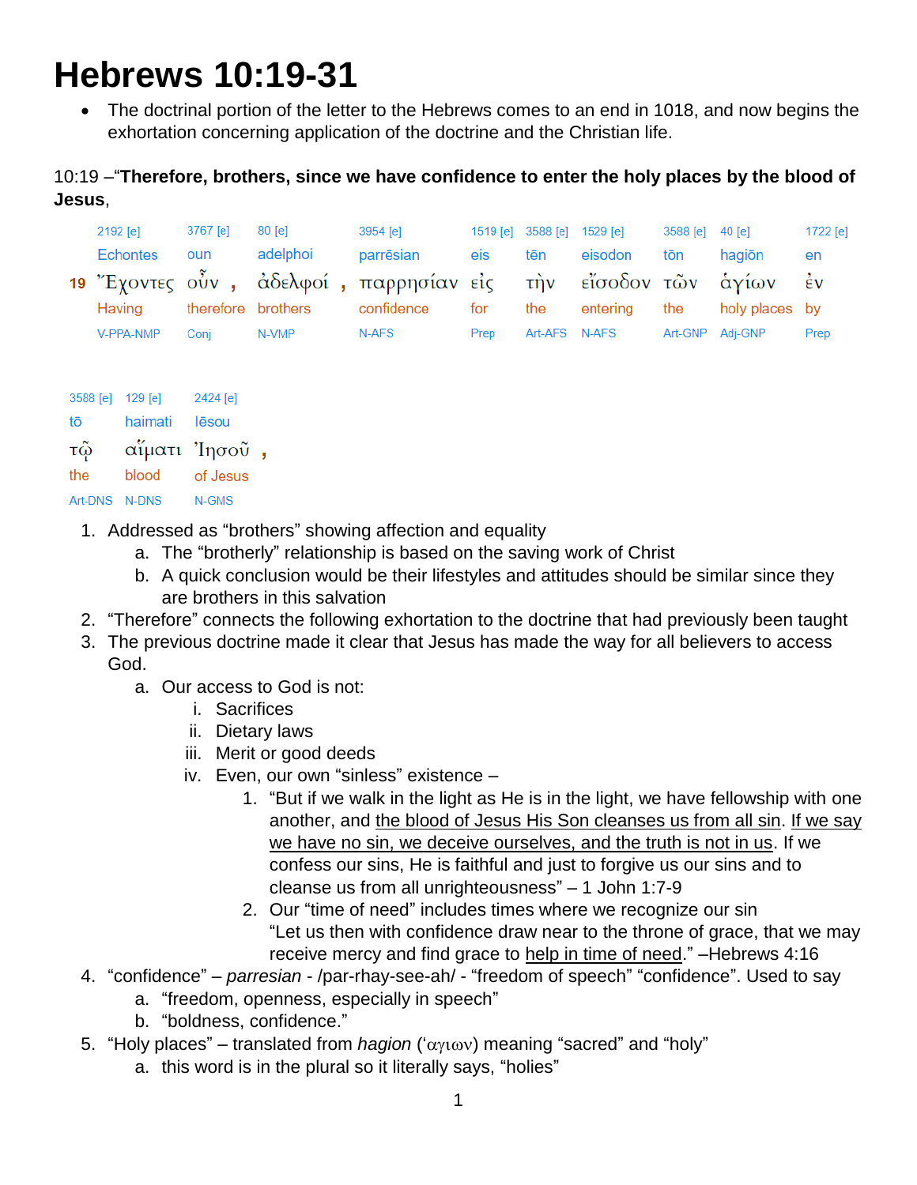# Hebrews 10:19-31

- The doctrinal portion of the letter to the Hebrews comes to an end in 1018, and now begins the exhortation concerning application of the doctrine and the Christian life.

10:19 –"**Therefore, brothers, since we have confidence to enter the holy places by the blood of Jesus**,

| | 2192 [e] | 3767 [e] | | 80 [e] | | 3954 [e] | 1519 [e] | 3588 [e] | 1529 [e] | 3588 [e] | 40 [e] | 1722 [e] |
|---|---|---|---|---|---|---|---|---|---|---|---|---|
| | Echontes | oun | | adelphoi | | parrēsian | eis | tēn | eisodon | tōn | hagiōn | en |
| 19 | Ἔχοντες | οὖν | , | ἀδελφοί | , | παρρησίαν | εἰς | τὴν | εἴσοδον | τῶν | ἁγίων | ἐν |
| | Having | therefore | | brothers | | confidence | for | the | entering | the | holy places | by |
| | V-PPA-NMP | Conj | | N-VMP | | N-AFS | Prep | Art-AFS | N-AFS | Art-GNP | Adj-GNP | Prep |

| 3588 [e] | 129 [e] | 2424 [e] | |
|---|---|---|---|
| tō | haimati | Iēsou | |
| τῷ | αἵματι | Ἰησοῦ | , |
| the | blood | of Jesus | |
| Art-DNS | N-DNS | N-GMS | |

1. Addressed as "brothers" showing affection and equality
   a. The "brotherly" relationship is based on the saving work of Christ
   b. A quick conclusion would be their lifestyles and attitudes should be similar since they are brothers in this salvation
2. "Therefore" connects the following exhortation to the doctrine that had previously been taught
3. The previous doctrine made it clear that Jesus has made the way for all believers to access God.
   a. Our access to God is not:
      i. Sacrifices
      ii. Dietary laws
      iii. Merit or good deeds
      iv. Even, our own "sinless" existence –
         1. "But if we walk in the light as He is in the light, we have fellowship with one another, and <u>the blood of Jesus His Son cleanses us from all sin</u>. <u>If we say we have no sin, we deceive ourselves, and the truth is not in us</u>. If we confess our sins, He is faithful and just to forgive us our sins and to cleanse us from all unrighteousness" – 1 John 1:7-9
         2. Our "time of need" includes times where we recognize our sin
            "Let us then with confidence draw near to the throne of grace, that we may receive mercy and find grace to <u>help in time of need</u>." –Hebrews 4:16
4. "confidence" – *parresian* - /par-rhay-see-ah/ - "freedom of speech" "confidence". Used to say
   a. "freedom, openness, especially in speech"
   b. "boldness, confidence."
5. "Holy places" – translated from *hagion* ('αγιων) meaning "sacred" and "holy"
   a. this word is in the plural so it literally says, "holies"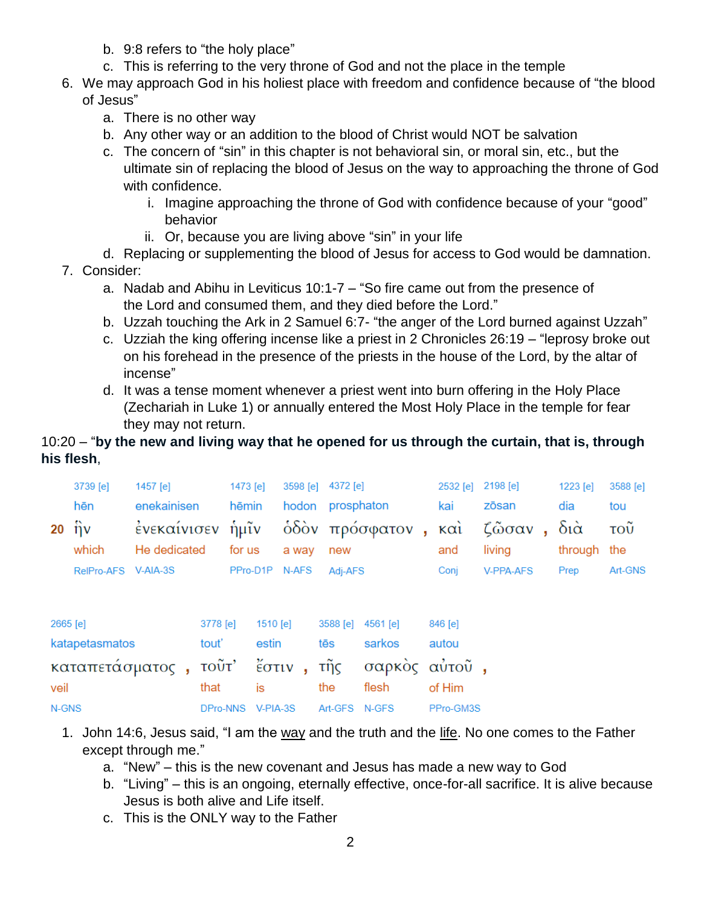b. 9:8 refers to "the holy place"
   c. This is referring to the very throne of God and not the place in the temple
6. We may approach God in his holiest place with freedom and confidence because of "the blood of Jesus"
   a. There is no other way
   b. Any other way or an addition to the blood of Christ would NOT be salvation
   c. The concern of "sin" in this chapter is not behavioral sin, or moral sin, etc., but the ultimate sin of replacing the blood of Jesus on the way to approaching the throne of God with confidence.
      i. Imagine approaching the throne of God with confidence because of your "good" behavior
      ii. Or, because you are living above "sin" in your life
   d. Replacing or supplementing the blood of Jesus for access to God would be damnation.
7. Consider:
   a. Nadab and Abihu in Leviticus 10:1-7 – "So fire came out from the presence of the Lord and consumed them, and they died before the Lord."
   b. Uzzah touching the Ark in 2 Samuel 6:7- "the anger of the Lord burned against Uzzah"
   c. Uzziah the king offering incense like a priest in 2 Chronicles 26:19 – "leprosy broke out on his forehead in the presence of the priests in the house of the Lord, by the altar of incense"
   d. It was a tense moment whenever a priest went into burn offering in the Holy Place (Zechariah in Luke 1) or annually entered the Most Holy Place in the temple for fear they may not return.

10:20 – "**by the new and living way that he opened for us through the curtain, that is, through his flesh**,

| | 3739 [e] | 1457 [e] | 1473 [e] | 3598 [e] | 4372 [e] | | 2532 [e] | 2198 [e] | | 1223 [e] | 3588 [e] |
|---|---|---|---|---|---|---|---|---|---|---|---|
| | hēn | enekainisen | hēmin | hodon | prosphaton | | kai | zōsan | | dia | tou |
| 20 | ἣν | ἐνεκαίνισεν | ἡμῖν | ὁδὸν | πρόσφατον | , | καὶ | ζῶσαν | , | διὰ | τοῦ |
| | which | He dedicated | for us | a way | new | | and | living | | through | the |
| | RelPro-AFS | V-AIA-3S | PPro-D1P | N-AFS | Adj-AFS | | Conj | V-PPA-AFS | | Prep | Art-GNS |

| 2665 [e] | | 3778 [e] | 1510 [e] | | 3588 [e] | 4561 [e] | 846 [e] | |
|---|---|---|---|---|---|---|---|---|
| katapetasmatos | | tout' | estin | | tēs | sarkos | autou | |
| καταπετάσματος | , | τοῦτ' | ἔστιν | , | τῆς | σαρκὸς | αὐτοῦ | , |
| veil | | that | is | | the | flesh | of Him | |
| N-GNS | | DPro-NNS | V-PIA-3S | | Art-GFS | N-GFS | PPro-GM3S | |

1. John 14:6, Jesus said, "I am the way and the truth and the life. No one comes to the Father except through me."
   a. "New" – this is the new covenant and Jesus has made a new way to God
   b. "Living" – this is an ongoing, eternally effective, once-for-all sacrifice. It is alive because Jesus is both alive and Life itself.
   c. This is the ONLY way to the Father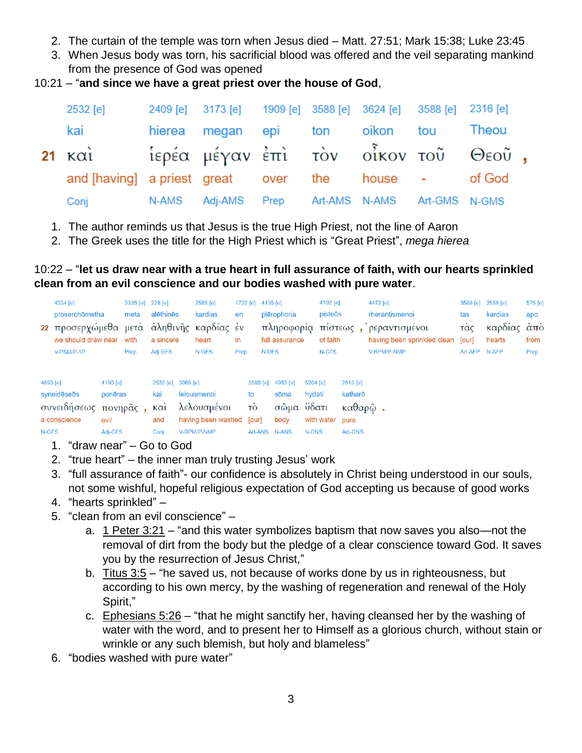2. The curtain of the temple was torn when Jesus died – Matt. 27:51; Mark 15:38; Luke 23:45
3. When Jesus body was torn, his sacrificial blood was offered and the veil separating mankind from the presence of God was opened

10:21 – "**and since we have a great priest over the house of God**,

| | 2532 [e] | 2409 [e] | 3173 [e] | 1909 [e] | 3588 [e] | 3624 [e] | 3588 [e] | 2316 [e] | |
|---|---|---|---|---|---|---|---|---|---|
| | kai | hierea | megan | epi | ton | oikon | tou | Theou | |
| **21** | καὶ | ἱερέα | μέγαν | ἐπὶ | τὸν | οἶκον | τοῦ | Θεοῦ | , |
| | and [having] | a priest | great | over | the | house | - | of God | |
| | Conj | N-AMS | Adj-AMS | Prep | Art-AMS | N-AMS | Art-GMS | N-GMS | |

1. The author reminds us that Jesus is the true High Priest, not the line of Aaron
2. The Greek uses the title for the High Priest which is "Great Priest", *mega hierea*

10:22 – "**let us draw near with a true heart in full assurance of faith, with our hearts sprinkled clean from an evil conscience and our bodies washed with pure water**.

| | 4334 [e] | 3326 [e] | 228 [e] | 2588 [e] | 1722 [e] | 4136 [e] | 4102 [e] | | 4472 [e] | 3588 [e] | 2588 [e] | 575 [e] |
|---|---|---|---|---|---|---|---|---|---|---|---|---|
| | proserchōmetha | meta | alēthinēs | kardias | en | plērophoria | pisteōs | | rherantismenoi | tas | kardias | apo |
| 22 | προσερχώμεθα | μετὰ | ἀληθινῆς | καρδίας | ἐν | πληροφορίᾳ | πίστεως | , | ῥεραντισμένοι | τὰς | καρδίας | ἀπὸ |
| | we should draw near | with | a sincere | heart | in | full assurance | of faith | | having been sprinkled clean | [our] | hearts | from |
| | V-PSM/P-1P | Prep | Adj-GFS | N-GFS | Prep | N-DFS | N-GFS | | V-RPM/P-NMP | Art-AFP | N-AFP | Prep |

| 4893 [e] | 4190 [e] | | 2532 [e] | 3068 [e] | 3588 [e] | 4983 [e] | 5204 [e] | 2513 [e] | |
|---|---|---|---|---|---|---|---|---|---|
| syneidēseōs | ponēras | | kai | lelousmenoi | to | sōma | hydati | katharō | |
| συνειδήσεως | πονηρᾶς | , | καὶ | λελουσμένοι | τὸ | σῶμα | ὕδατι | καθαρῷ | . |
| a conscience | evil | | and | having been washed | [our] | body | with water | pure | |
| N-GFS | Adj-GFS | | Conj | V-RPM/P-NMP | Art-ANS | N-ANS | N-DNS | Adj-DNS | |

1. "draw near" – Go to God
2. "true heart" – the inner man truly trusting Jesus' work
3. "full assurance of faith"- our confidence is absolutely in Christ being understood in our souls, not some wishful, hopeful religious expectation of God accepting us because of good works
4. "hearts sprinkled" –
5. "clean from an evil conscience" –
    a. 1 Peter 3:21 – "and this water symbolizes baptism that now saves you also—not the removal of dirt from the body but the pledge of a clear conscience toward God. It saves you by the resurrection of Jesus Christ,"
    b. Titus 3:5 – "he saved us, not because of works done by us in righteousness, but according to his own mercy, by the washing of regeneration and renewal of the Holy Spirit,"
    c. Ephesians 5:26 – "that he might sanctify her, having cleansed her by the washing of water with the word, and to present her to Himself as a glorious church, without stain or wrinkle or any such blemish, but holy and blameless"
6. "bodies washed with pure water"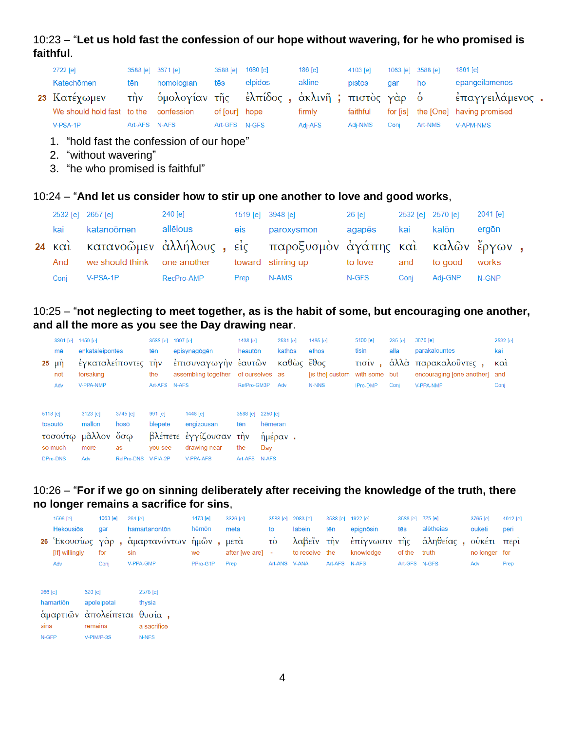10:23 – “**Let us hold fast the confession of our hope without wavering, for he who promised is faithful**.

| | 2722 [e] | 3588 [e] | 3671 [e] | 3588 [e] | 1680 [e] | | 186 [e] | | 4103 [e] | 1063 [e] | 3588 [e] | 1861 [e] | |
|---|---|---|---|---|---|---|---|---|---|---|---|---|---|
| | Katechōmen | tēn | homologian | tēs | elpidos | | aklinē | | pistos | gar | ho | epangeilamenos | |
| **23** | Κατέχωμεν | τὴν | ὁμολογίαν | τῆς | ἐλπίδος | , | ἀκλινῆ | ; | πιστὸς | γὰρ | ὁ | ἐπαγγειλάμενος | . |
| | We should hold fast | to the | confession | of [our] | hope | | firmly | | faithful | for [is] | the [One] | having promised | |
| | V-PSA-1P | Art-AFS | N-AFS | Art-GFS | N-GFS | | Adj-AFS | | Adj-NMS | Conj | Art-NMS | V-APM-NMS | |

1. “hold fast the confession of our hope”
2. “without wavering”
3. “he who promised is faithful”

10:24 – “**And let us consider how to stir up one another to love and good works**,

| | 2532 [e] | 2657 [e] | 240 [e] | | 1519 [e] | 3948 [e] | 26 [e] | 2532 [e] | 2570 [e] | 2041 [e] | |
|---|---|---|---|---|---|---|---|---|---|---|---|
| | kai | katanoōmen | allēlous | | eis | paroxysmon | agapēs | kai | kalōn | ergōn | |
| **24** | καὶ | κατανοῶμεν | ἀλλήλους | , | εἰς | παροξυσμὸν | ἀγάπης | καὶ | καλῶν | ἔργων | , |
| | And | we should think | one another | | toward | stirring up | to love | and | to good | works | |
| | Conj | V-PSA-1P | RecPro-AMP | | Prep | N-AMS | N-GFS | Conj | Adj-GNP | N-GNP | |

10:25 – “**not neglecting to meet together, as is the habit of some, but encouraging one another, and all the more as you see the Day drawing near**.

| | 3361 [e] | 1459 [e] | 3588 [e] | 1997 [e] | 1438 [e] | 2531 [e] | 1485 [e] | 5100 [e] | | 235 [e] | 3870 [e] | | 2532 [e] |
|---|---|---|---|---|---|---|---|---|---|---|---|---|---|
| | mē | enkataleipontes | tēn | episynagōgēn | heautōn | kathōs | ethos | tisin | | alla | parakalountes | | kai |
| **25** | μὴ | ἐγκαταλείποντες | τὴν | ἐπισυναγωγὴν | ἑαυτῶν | καθὼς | ἔθος | τισίν | , | ἀλλὰ | παρακαλοῦντες | , | καὶ |
| | not | forsaking | the | assembling together | of ourselves | as | [is the] custom | with some | | but | encouraging [one another] | | and |
| | Adv | V-PPA-NMP | Art-AFS | N-AFS | RefPro-GM3P | Adv | N-NNS | IPro-DMP | | Conj | V-PPA-NMP | | Conj |

| 5118 [e] | 3123 [e] | 3745 [e] | 991 [e] | 1448 [e] | 3588 [e] | 2250 [e] | |
|---|---|---|---|---|---|---|---|
| tosoutō | mallon | hosō | blepete | engizousan | tēn | hēmeran | |
| τοσούτῳ | μᾶλλον | ὅσῳ | βλέπετε | ἐγγίζουσαν | τὴν | ἡμέραν | . |
| so much | more | as | you see | drawing near | the | Day | |
| DPro-DNS | Adv | RelPro-DNS | V-PIA-2P | V-PPA-AFS | Art-AFS | N-AFS | |

10:26 – “**For if we go on sinning deliberately after receiving the knowledge of the truth, there no longer remains a sacrifice for sins**,

| | 1596 [e] | 1063 [e] | 264 [e] | 1473 [e] | | 3326 [e] | 3588 [e] | 2983 [e] | 3588 [e] | 1922 [e] | 3588 [e] | 225 [e] | | 3765 [e] | 4012 [e] |
|---|---|---|---|---|---|---|---|---|---|---|---|---|---|---|---|
| | Hekousiōs | gar | hamartanontōn | hēmōn | | meta | to | labein | tēn | epignōsin | tēs | alētheias | | ouketi | peri |
| **26** | Ἑκουσίως | γὰρ | ἁμαρτανόντων | ἡμῶν | , | μετὰ | τὸ | λαβεῖν | τὴν | ἐπίγνωσιν | τῆς | ἀληθείας | , | οὐκέτι | περὶ |
| | [If] willingly | for | sin | we | | after [we are] | - | to receive | the | knowledge | of the | truth | | no longer | for |
| | Adv | Conj | V-PPA-GMP | PPro-G1P | | Prep | Art-ANS | V-ANA | Art-AFS | N-AFS | Art-GFS | N-GFS | | Adv | Prep |

| 266 [e] | 620 [e] | 2378 [e] | |
|---|---|---|---|
| hamartiōn | apoleipetai | thysia | |
| ἁμαρτιῶν | ἀπολείπεται | θυσία | , |
| sins | remains | a sacrifice | |
| N-GFP | V-PIM/P-3S | N-NFS | |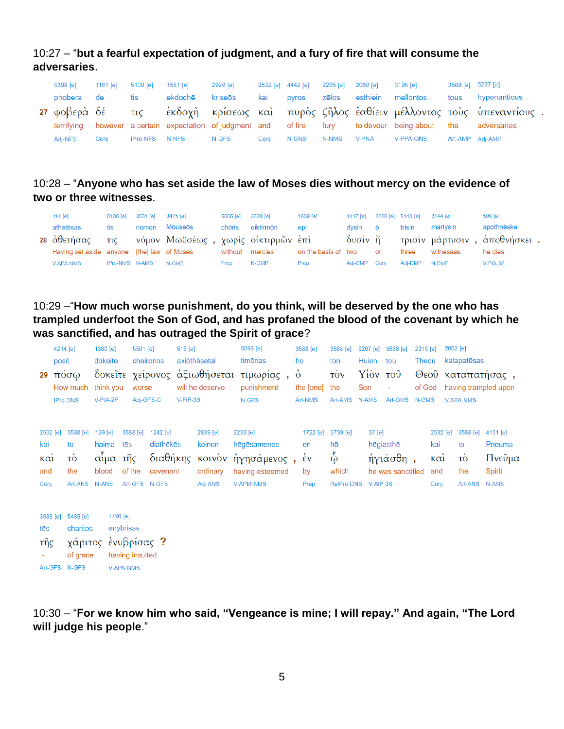10:27 – “**but a fearful expectation of judgment, and a fury of fire that will consume the adversaries**.

| 5398 [e] | 1161 [e] | 5100 [e] | 1561 [e] | 2920 [e] | 2532 [e] | 4442 [e] | 2205 [e] | 2068 [e] | 3195 [e] | 3588 [e] | 5227 [e] | |
|---|---|---|---|---|---|---|---|---|---|---|---|---|
| phobera | de | tis | ekdochē | kriseōs | kai | pyros | zēlos | esthiein | mellontos | tous | hypenantious | |
| **27** φοβερὰ | δέ | τις | ἐκδοχὴ | κρίσεως | καὶ | πυρὸς | ζῆλος | ἐσθίειν | μέλλοντος | τοὺς | ὑπεναντίους | . |
| terrifying | however | a certain | expectation | of judgment | and | of fire | fury | to devour | being about | the | adversaries | |
| Adj-NFS | Conj | IPro-NFS | N-NFS | N-GFS | Conj | N-GNS | N-NMS | V-PNA | V-PPA-GNS | Art-AMP | Adj-AMP | |

10:28 – “**Anyone who has set aside the law of Moses dies without mercy on the evidence of two or three witnesses**.

| 114 [e] | 5100 [e] | 3551 [e] | 3475 [e] | | 5565 [e] | 3628 [e] | 1909 [e] | 1417 [e] | 2228 [e] | 5140 [e] | 3144 [e] | | 599 [e] | |
|---|---|---|---|---|---|---|---|---|---|---|---|---|---|---|
| athetēsas | tis | nomon | Mōuseōs | | chōris | oiktirmōn | epi | dysin | ē | trisin | martysin | | apothnēskei | |
| **28** ἀθετήσας | τις | νόμον | Μωϋσέως | , | χωρὶς | οἰκτιρμῶν | ἐπὶ | δυσὶν | ἢ | τρισὶν | μάρτυσιν | , | ἀποθνήσκει | . |
| Having set aside | anyone | [the] law | of Moses | | without | mercies | on the basis of | two | or | three | witnesses | | he dies | |
| V-APA-NMS | IPro-NMS | N-AMS | N-GMS | | Prep | N-GMP | Prep | Adj-DMP | Conj | Adj-DMP | N-DMP | | V-PIA-3S | |

10:29 –“**How much worse punishment, do you think, will be deserved by the one who has trampled underfoot the Son of God, and has profaned the blood of the covenant by which he was sanctified, and has outraged the Spirit of grace**?

| 4214 [e] | 1380 [e] | 5501 [e] | 515 [e] | 5098 [e] | | 3588 [e] | 3588 [e] | 5207 [e] | 3588 [e] | 2316 [e] | 2662 [e] | |
|---|---|---|---|---|---|---|---|---|---|---|---|---|
| posō | dokeite | cheironos | axiōthēsetai | timōrias | | ho | ton | Huion | tou | Theou | katapatēsas | |
| **29** πόσῳ | δοκεῖτε | χείρονος | ἀξιωθήσεται | τιμωρίας | , | ὁ | τὸν | Υἱὸν | τοῦ | Θεοῦ | καταπατήσας | , |
| How much | think you | worse | will he deserve | punishment | | the [one] | the | Son | - | of God | having trampled upon | |
| IPro-DNS | V-PIA-2P | Adj-GFS-C | V-FIP-3S | N-GFS | | Art-NMS | Art-AMS | N-AMS | Art-GMS | N-GMS | V-APA-NMS | |

| 2532 [e] | 3588 [e] | 129 [e] | 3588 [e] | 1242 [e] | 2839 [e] | 2233 [e] | | 1722 [e] | 3739 [e] | 37 [e] | | 2532 [e] | 3588 [e] | 4151 [e] |
|---|---|---|---|---|---|---|---|---|---|---|---|---|---|---|
| kai | to | haima | tēs | diathēkēs | koinon | hēgēsamenos | | en | hō | hēgiasthē | | kai | to | Pneuma |
| καὶ | τὸ | αἷμα | τῆς | διαθήκης | κοινὸν | ἡγησάμενος | , | ἐν | ᾧ | ἡγιάσθη | , | καὶ | τὸ | Πνεῦμα |
| and | the | blood | of the | covenant | ordinary | having esteemed | | by | which | he was sanctified | | and | the | Spirit |
| Conj | Art-ANS | N-ANS | Art-GFS | N-GFS | Adj-ANS | V-APM-NMS | | Prep | RelPro-DNS | V-AIP-3S | | Conj | Art-ANS | N-ANS |

| 3588 [e] | 5485 [e] | 1796 [e] | |
|---|---|---|---|
| tēs | charitos | enybrisas | |
| τῆς | χάριτος | ἐνυβρίσας | ? |
| - | of grace | having insulted | |
| Art-GFS | N-GFS | V-APA-NMS | |

10:30 – “**For we know him who said, “Vengeance is mine; I will repay.” And again, “The Lord will judge his people**.”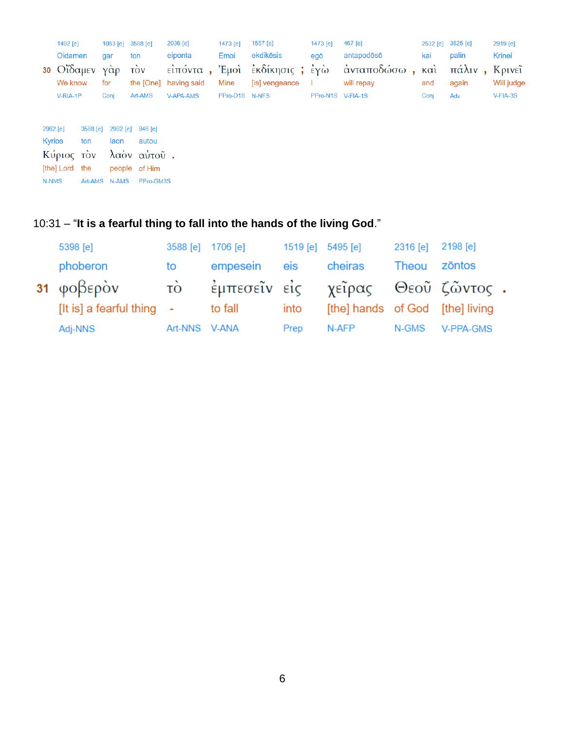| | 1492 [e] | 1063 [e] | 3588 [e] | 2036 [e] | | 1473 [e] | 1557 [e] | | 1473 [e] | 467 [e] | | 2532 [e] | 3825 [e] | | 2919 [e] |
|---|---|---|---|---|---|---|---|---|---|---|---|---|---|---|---|
| | Oidamen | gar | ton | eiponta | | Emoi | ekdikēsis | | egō | antapodōsō | | kai | palin | | Krinei |
| 30 | Οἴδαμεν | γὰρ | τὸν | εἰπόντα | , | Ἐμοὶ | ἐκδίκησις | ; | ἐγὼ | ἀνταποδώσω | , | καὶ | πάλιν | , | Κρινεῖ |
| | We know | for | the [One] | having said | | Mine | [is] vengeance | | I | will repay | | and | again | | Will judge |
| | V-RIA-1P | Conj | Art-AMS | V-APA-AMS | | PPro-D1S | N-NFS | | PPro-N1S | V-FIA-1S | | Conj | Adv | | V-FIA-3S |

| 2962 [e] | 3588 [e] | 2992 [e] | 846 [e] | |
|---|---|---|---|---|
| Kyrios | ton | laon | autou | |
| Κύριος | τὸν | λαὸν | αὐτοῦ | . |
| [the] Lord | the | people | of Him | |
| N-NMS | Art-AMS | N-AMS | PPro-GM3S | |

10:31 – “**It is a fearful thing to fall into the hands of the living God**.”

| | 5398 [e] | 3588 [e] | 1706 [e] | 1519 [e] | 5495 [e] | 2316 [e] | 2198 [e] | |
|---|---|---|---|---|---|---|---|---|
| | phoberon | to | empesein | eis | cheiras | Theou | zōntos | |
| 31 | φοβερὸν | τὸ | ἐμπεσεῖν | εἰς | χεῖρας | Θεοῦ | ζῶντος | . |
| | [It is] a fearful thing | - | to fall | into | [the] hands | of God | [the] living | |
| | Adj-NNS | Art-NNS | V-ANA | Prep | N-AFP | N-GMS | V-PPA-GMS | |